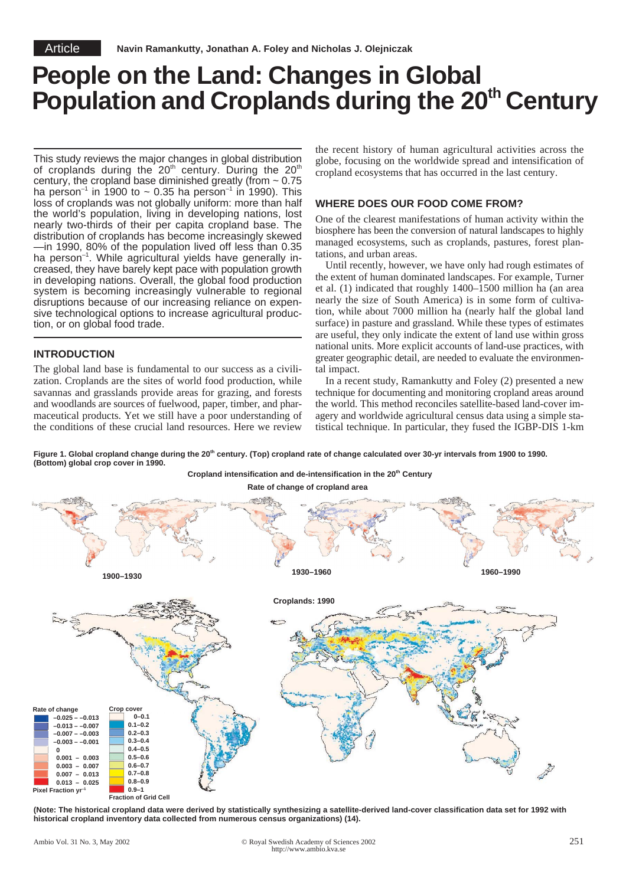Article

Navin Ramankutty, Jonathan A. Foley and Nicholas J. Olejniczak

# People on the Land: Changes in Global Population and Croplands during the 20th Century

This study reviews the major changes in global distribution of croplands during the 20th century. During the 20th century, the cropland base diminished greatly (from ~ 0.75 ha person$^{-1}$ in 1900 to ~ 0.35 ha person$^{-1}$ in 1990). This loss of croplands was not globally uniform: more than half the world's population, living in developing nations, lost nearly two-thirds of their per capita cropland base. The distribution of croplands has become increasingly skewed —in 1990, 80% of the population lived off less than 0.35 ha person$^{-1}$. While agricultural yields have generally increased, they have barely kept pace with population growth in developing nations. Overall, the global food production system is becoming increasingly vulnerable to regional disruptions because of our increasing reliance on expensive technological options to increase agricultural production, or on global food trade.

## INTRODUCTION

The global land base is fundamental to our success as a civilization. Croplands are the sites of world food production, while savannas and grasslands provide areas for grazing, and forests and woodlands are sources of fuelwood, paper, timber, and pharmaceutical products. Yet we still have a poor understanding of the conditions of these crucial land resources. Here we review the recent history of human agricultural activities across the globe, focusing on the worldwide spread and intensification of cropland ecosystems that has occurred in the last century.

## WHERE DOES OUR FOOD COME FROM?

One of the clearest manifestations of human activity within the biosphere has been the conversion of natural landscapes to highly managed ecosystems, such as croplands, pastures, forest plantations, and urban areas.

Until recently, however, we have only had rough estimates of the extent of human dominated landscapes. For example, Turner et al. (1) indicated that roughly 1400–1500 million ha (an area nearly the size of South America) is in some form of cultivation, while about 7000 million ha (nearly half the global land surface) in pasture and grassland. While these types of estimates are useful, they only indicate the extent of land use within gross national units. More explicit accounts of land-use practices, with greater geographic detail, are needed to evaluate the environmental impact.

In a recent study, Ramankutty and Foley (2) presented a new technique for documenting and monitoring cropland areas around the world. This method reconciles satellite-based land-cover imagery and worldwide agricultural census data using a simple statistical technique. In particular, they fused the IGBP-DIS 1-km

**Figure 1. Global cropland change during the 20th century. (Top) cropland rate of change calculated over 30-yr intervals from 1900 to 1990. (Bottom) global crop cover in 1990.**

**(Note: The historical cropland data were derived by statistically synthesizing a satellite-derived land-cover classification data set for 1992 with historical cropland inventory data collected from numerous census organizations) (14).**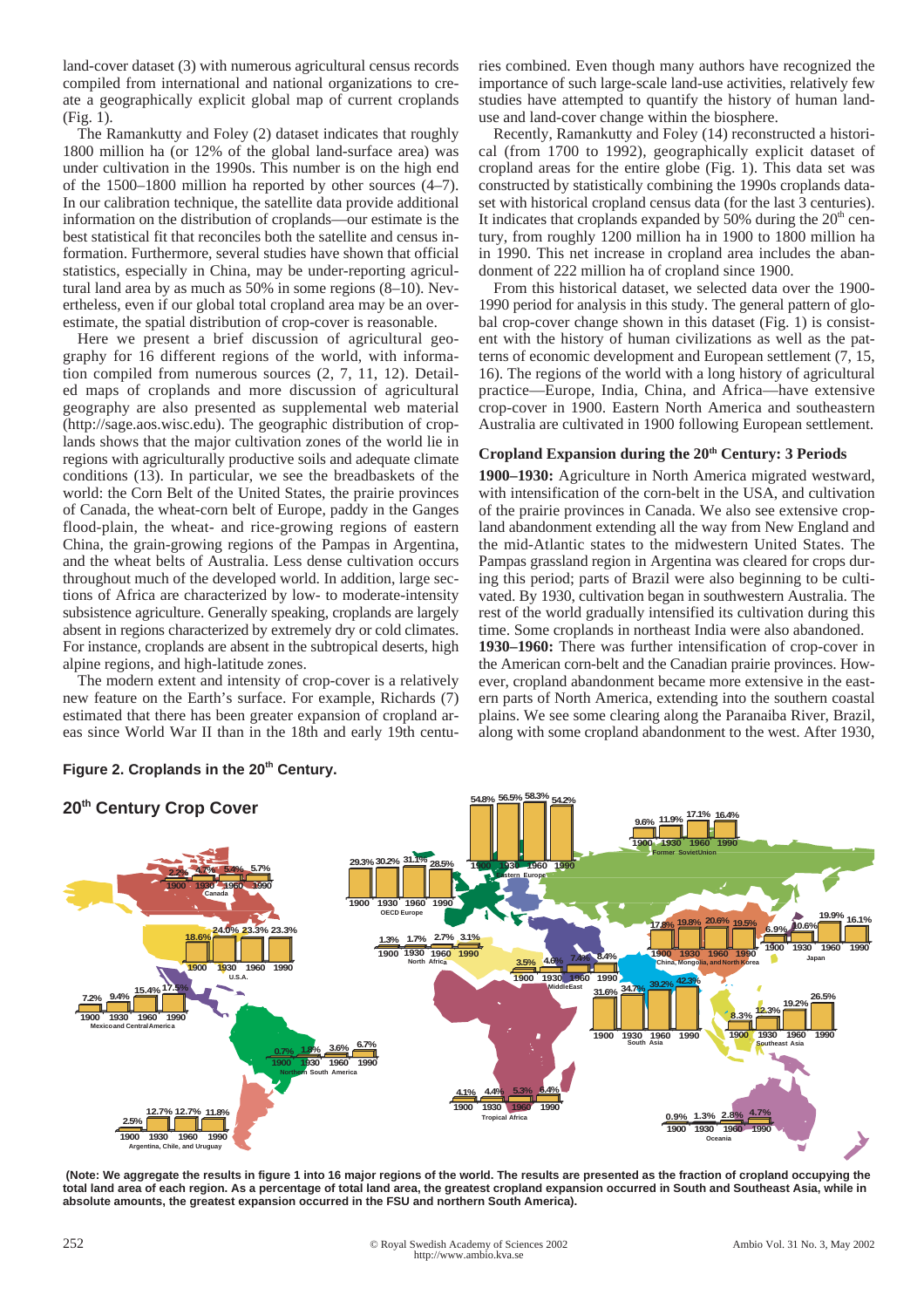land-cover dataset (3) with numerous agricultural census records compiled from international and national organizations to create a geographically explicit global map of current croplands (Fig. 1).

The Ramankutty and Foley (2) dataset indicates that roughly 1800 million ha (or 12% of the global land-surface area) was under cultivation in the 1990s. This number is on the high end of the 1500–1800 million ha reported by other sources (4–7). In our calibration technique, the satellite data provide additional information on the distribution of croplands—our estimate is the best statistical fit that reconciles both the satellite and census information. Furthermore, several studies have shown that official statistics, especially in China, may be under-reporting agricultural land area by as much as 50% in some regions (8–10). Nevertheless, even if our global total cropland area may be an overestimate, the spatial distribution of crop-cover is reasonable.

Here we present a brief discussion of agricultural geography for 16 different regions of the world, with information compiled from numerous sources (2, 7, 11, 12). Detailed maps of croplands and more discussion of agricultural geography are also presented as supplemental web material (http://sage.aos.wisc.edu). The geographic distribution of croplands shows that the major cultivation zones of the world lie in regions with agriculturally productive soils and adequate climate conditions (13). In particular, we see the breadbaskets of the world: the Corn Belt of the United States, the prairie provinces of Canada, the wheat-corn belt of Europe, paddy in the Ganges flood-plain, the wheat- and rice-growing regions of eastern China, the grain-growing regions of the Pampas in Argentina, and the wheat belts of Australia. Less dense cultivation occurs throughout much of the developed world. In addition, large sections of Africa are characterized by low- to moderate-intensity subsistence agriculture. Generally speaking, croplands are largely absent in regions characterized by extremely dry or cold climates. For instance, croplands are absent in the subtropical deserts, high alpine regions, and high-latitude zones.

The modern extent and intensity of crop-cover is a relatively new feature on the Earth's surface. For example, Richards (7) estimated that there has been greater expansion of cropland areas since World War II than in the 18th and early 19th centuries combined. Even though many authors have recognized the importance of such large-scale land-use activities, relatively few studies have attempted to quantify the history of human land-use and land-cover change within the biosphere.

Recently, Ramankutty and Foley (14) reconstructed a historical (from 1700 to 1992), geographically explicit dataset of cropland areas for the entire globe (Fig. 1). This data set was constructed by statistically combining the 1990s croplands dataset with historical cropland census data (for the last 3 centuries). It indicates that croplands expanded by 50% during the 20[th] century, from roughly 1200 million ha in 1900 to 1800 million ha in 1990. This net increase in cropland area includes the abandonment of 222 million ha of cropland since 1900.

From this historical dataset, we selected data over the 1900-1990 period for analysis in this study. The general pattern of global crop-cover change shown in this dataset (Fig. 1) is consistent with the history of human civilizations as well as the patterns of economic development and European settlement (7, 15, 16). The regions of the world with a long history of agricultural practice—Europe, India, China, and Africa—have extensive crop-cover in 1900. Eastern North America and southeastern Australia are cultivated in 1900 following European settlement.

### Cropland Expansion during the 20[th] Century: 3 Periods

**1900–1930:** Agriculture in North America migrated westward, with intensification of the corn-belt in the USA, and cultivation of the prairie provinces in Canada. We also see extensive cropland abandonment extending all the way from New England and the mid-Atlantic states to the midwestern United States. The Pampas grassland region in Argentina was cleared for crops during this period; parts of Brazil were also beginning to be cultivated. By 1930, cultivation began in southwestern Australia. The rest of the world gradually intensified its cultivation during this time. Some croplands in northeast India were also abandoned.

**1930–1960:** There was further intensification of crop-cover in the American corn-belt and the Canadian prairie provinces. However, cropland abandonment became more extensive in the eastern parts of North America, extending into the southern coastal plains. We see some clearing along the Paranaiba River, Brazil, along with some cropland abandonment to the west. After 1930,

**Figure 2. Croplands in the 20[th] Century.**

| Region | 1900 | 1930 | 1960 | 1990 |
|---|---|---|---|---|
| Canada | 2.2% | 4.7% | 5.4% | 5.7% |
| U.S.A. | 18.6% | 24.0% | 23.3% | 23.3% |
| Mexico and Central America | 7.2% | 9.4% | 15.4% | 17.5% |
| Northern South America | 0.7% | 1.8% | 3.6% | 6.7% |
| Argentina, Chile, and Uruguay | 2.5% | 12.7% | 12.7% | 11.8% |
| OECD Europe | 29.3% | 30.2% | 31.1% | 28.5% |
| Eastern Europe | 54.8% | 56.5% | 58.3% | 54.2% |
| Former Soviet Union | 9.6% | 11.9% | 17.1% | 16.4% |
| North Africa | 1.3% | 1.7% | 2.7% | 3.1% |
| Middle East | 3.5% | 4.6% | 7.4% | 8.4% |
| Tropical Africa | 4.1% | 4.4% | 5.3% | 6.4% |
| South Asia | 31.6% | 34.7% | 39.2% | 42.3% |
| China, Mongolia, and North Korea | 17.8% | 19.8% | 20.6% | 19.5% |
| Japan | 6.9% | 10.6% | 19.9% | 16.1% |
| Southeast Asia | 8.3% | 12.3% | 19.2% | 26.5% |
| Oceania | 0.9% | 1.3% | 2.8% | 4.7% |

**(Note: We aggregate the results in figure 1 into 16 major regions of the world. The results are presented as the fraction of cropland occupying the total land area of each region. As a percentage of total land area, the greatest cropland expansion occurred in South and Southeast Asia, while in absolute amounts, the greatest expansion occurred in the FSU and northern South America).**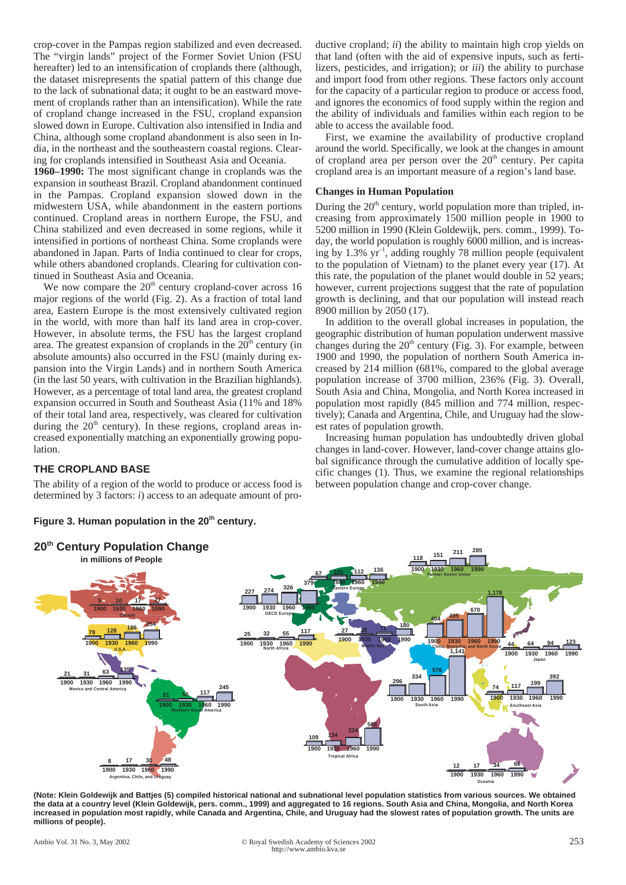crop-cover in the Pampas region stabilized and even decreased. The "virgin lands" project of the Former Soviet Union (FSU hereafter) led to an intensification of croplands there (although, the dataset misrepresents the spatial pattern of this change due to the lack of subnational data; it ought to be an eastward movement of croplands rather than an intensification). While the rate of cropland change increased in the FSU, cropland expansion slowed down in Europe. Cultivation also intensified in India and China, although some cropland abandonment is also seen in India, in the northeast and the southeastern coastal regions. Clearing for croplands intensified in Southeast Asia and Oceania.

**1960–1990:** The most significant change in croplands was the expansion in southeast Brazil. Cropland abandonment continued in the Pampas. Cropland expansion slowed down in the midwestern USA, while abandonment in the eastern portions continued. Cropland areas in northern Europe, the FSU, and China stabilized and even decreased in some regions, while it intensified in portions of northeast China. Some croplands were abandoned in Japan. Parts of India continued to clear for crops, while others abandoned croplands. Clearing for cultivation continued in Southeast Asia and Oceania.

We now compare the 20[th] century cropland-cover across 16 major regions of the world (Fig. 2). As a fraction of total land area, Eastern Europe is the most extensively cultivated region in the world, with more than half its land area in crop-cover. However, in absolute terms, the FSU has the largest cropland area. The greatest expansion of croplands in the 20[th] century (in absolute amounts) also occurred in the FSU (mainly during expansion into the Virgin Lands) and in northern South America (in the last 50 years, with cultivation in the Brazilian highlands). However, as a percentage of total land area, the greatest cropland expansion occurred in South and Southeast Asia (11% and 18% of their total land area, respectively, was cleared for cultivation during the 20[th] century). In these regions, cropland areas increased exponentially matching an exponentially growing population.

## THE CROPLAND BASE

The ability of a region of the world to produce or access food is determined by 3 factors: *i*) access to an adequate amount of productive cropland; *ii*) the ability to maintain high crop yields on that land (often with the aid of expensive inputs, such as fertilizers, pesticides, and irrigation); or *iii*) the ability to purchase and import food from other regions. These factors only account for the capacity of a particular region to produce or access food, and ignores the economics of food supply within the region and the ability of individuals and families within each region to be able to access the available food.

First, we examine the availability of productive cropland around the world. Specifically, we look at the changes in amount of cropland area per person over the 20[th] century. Per capita cropland area is an important measure of a region's land base.

### Changes in Human Population

During the 20[th] century, world population more than tripled, increasing from approximately 1500 million people in 1900 to 5200 million in 1990 (Klein Goldewijk, pers. comm., 1999). Today, the world population is roughly 6000 million, and is increasing by 1.3% $yr^{-1}$, adding roughly 78 million people (equivalent to the population of Vietnam) to the planet every year (17). At this rate, the population of the planet would double in 52 years; however, current projections suggest that the rate of population growth is declining, and that our population will instead reach 8900 million by 2050 (17).

In addition to the overall global increases in population, the geographic distribution of human population underwent massive changes during the 20[th] century (Fig. 3). For example, between 1900 and 1990, the population of northern South America increased by 214 million (681%, compared to the global average population increase of 3700 million, 236% (Fig. 3). Overall, South Asia and China, Mongolia, and North Korea increased in population most rapidly (845 million and 774 million, respectively); Canada and Argentina, Chile, and Uruguay had the slowest rates of population growth.

Increasing human population has undoubtedly driven global changes in land-cover. However, land-cover change attains global significance through the cumulative addition of locally specific changes (1). Thus, we examine the regional relationships between population change and crop-cover change.

**Figure 3. Human population in the 20[th] century.**

**(Note: Klein Goldewijk and Battjes (5) compiled historical national and subnational level population statistics from various sources. We obtained the data at a country level (Klein Goldewijk, pers. comm., 1999) and aggregated to 16 regions. South Asia and China, Mongolia, and North Korea increased in population most rapidly, while Canada and Argentina, Chile, and Uruguay had the slowest rates of population growth. The units are millions of people).**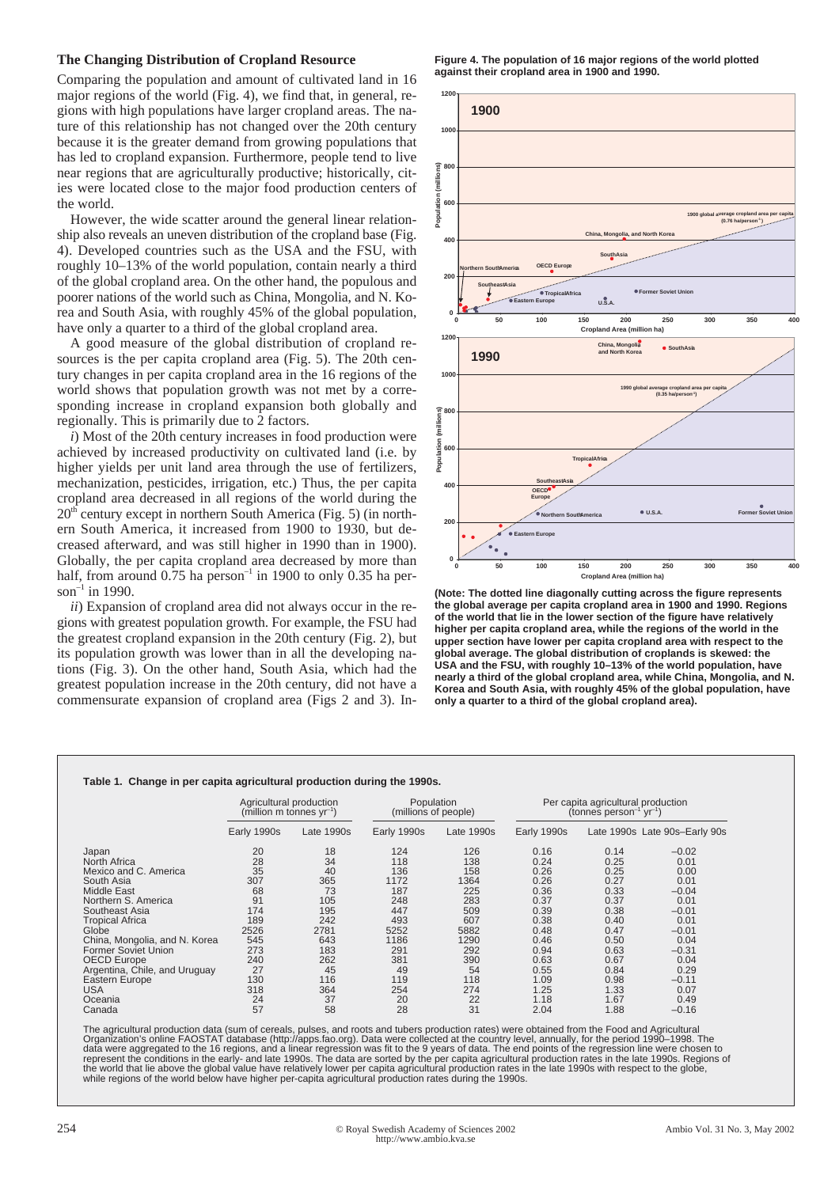## The Changing Distribution of Cropland Resource

Comparing the population and amount of cultivated land in 16 major regions of the world (Fig. 4), we find that, in general, regions with high populations have larger cropland areas. The nature of this relationship has not changed over the 20th century because it is the greater demand from growing populations that has led to cropland expansion. Furthermore, people tend to live near regions that are agriculturally productive; historically, cities were located close to the major food production centers of the world.

However, the wide scatter around the general linear relationship also reveals an uneven distribution of the cropland base (Fig. 4). Developed countries such as the USA and the FSU, with roughly 10–13% of the world population, contain nearly a third of the global cropland area. On the other hand, the populous and poorer nations of the world such as China, Mongolia, and N. Korea and South Asia, with roughly 45% of the global population, have only a quarter to a third of the global cropland area.

A good measure of the global distribution of cropland resources is the per capita cropland area (Fig. 5). The 20th century changes in per capita cropland area in the 16 regions of the world shows that population growth was not met by a corresponding increase in cropland expansion both globally and regionally. This is primarily due to 2 factors.

*i*) Most of the 20th century increases in food production were achieved by increased productivity on cultivated land (i.e. by higher yields per unit land area through the use of fertilizers, mechanization, pesticides, irrigation, etc.) Thus, the per capita cropland area decreased in all regions of the world during the $20^{th}$ century except in northern South America (Fig. 5) (in northern South America, it increased from 1900 to 1930, but decreased afterward, and was still higher in 1990 than in 1900). Globally, the per capita cropland area decreased by more than half, from around 0.75 ha $person^{-1}$ in 1900 to only 0.35 ha $person^{-1}$ in 1990.

*ii*) Expansion of cropland area did not always occur in the regions with greatest population growth. For example, the FSU had the greatest cropland expansion in the 20th century (Fig. 2), but its population growth was lower than in all the developing nations (Fig. 3). On the other hand, South Asia, which had the greatest population increase in the 20th century, did not have a commensurate expansion of cropland area (Figs 2 and 3). In-

**Figure 4. The population of 16 major regions of the world plotted against their cropland area in 1900 and 1990.**

**(Note: The dotted line diagonally cutting across the figure represents the global average per capita cropland area in 1900 and 1990. Regions of the world that lie in the lower section of the figure have relatively higher per capita cropland area, while the regions of the world in the upper section have lower per capita cropland area with respect to the global average. The global distribution of croplands is skewed: the USA and the FSU, with roughly 10–13% of the world population, have nearly a third of the global cropland area, while China, Mongolia, and N. Korea and South Asia, with roughly 45% of the global population, have only a quarter to a third of the global cropland area).**

**Table 1. Change in per capita agricultural production during the 1990s.**

| | Agricultural production (million m tonnes $yr^{-1}$) | | Population (millions of people) | | Per capita agricultural production (tonnes $person^{-1}$ $yr^{-1}$) | | |
|---|---|---|---|---|---|---|---|
| | Early 1990s | Late 1990s | Early 1990s | Late 1990s | Early 1990s | Late 1990s | Late 90s–Early 90s |
| Japan | 20 | 18 | 124 | 126 | 0.16 | 0.14 | −0.02 |
| North Africa | 28 | 34 | 118 | 138 | 0.24 | 0.25 | 0.01 |
| Mexico and C. America | 35 | 40 | 136 | 158 | 0.26 | 0.25 | 0.00 |
| South Asia | 307 | 365 | 1172 | 1364 | 0.26 | 0.27 | 0.01 |
| Middle East | 68 | 73 | 187 | 225 | 0.36 | 0.33 | −0.04 |
| Northern S. America | 91 | 105 | 248 | 283 | 0.37 | 0.37 | 0.01 |
| Southeast Asia | 174 | 195 | 447 | 509 | 0.39 | 0.38 | −0.01 |
| Tropical Africa | 189 | 242 | 493 | 607 | 0.38 | 0.40 | 0.01 |
| Globe | 2526 | 2781 | 5252 | 5882 | 0.48 | 0.47 | −0.01 |
| China, Mongolia, and N. Korea | 545 | 643 | 1186 | 1290 | 0.46 | 0.50 | 0.04 |
| Former Soviet Union | 273 | 183 | 291 | 292 | 0.94 | 0.63 | −0.31 |
| OECD Europe | 240 | 262 | 381 | 390 | 0.63 | 0.67 | 0.04 |
| Argentina, Chile, and Uruguay | 27 | 45 | 49 | 54 | 0.55 | 0.84 | 0.29 |
| Eastern Europe | 130 | 116 | 119 | 118 | 1.09 | 0.98 | −0.11 |
| USA | 318 | 364 | 254 | 274 | 1.25 | 1.33 | 0.07 |
| Oceania | 24 | 37 | 20 | 22 | 1.18 | 1.67 | 0.49 |
| Canada | 57 | 58 | 28 | 31 | 2.04 | 1.88 | −0.16 |

The agricultural production data (sum of cereals, pulses, and roots and tubers production rates) were obtained from the Food and Agricultural Organization's online FAOSTAT database (http://apps.fao.org). Data were collected at the country level, annually, for the period 1990–1998. The data were aggregated to the 16 regions, and a linear regression was fit to the 9 years of data. The end points of the regression line were chosen to represent the conditions in the early- and late 1990s. The data are sorted by the per capita agricultural production rates in the late 1990s. Regions of the world that lie above the global value have relatively lower per capita agricultural production rates in the late 1990s with respect to the globe, while regions of the world below have higher per-capita agricultural production rates during the 1990s.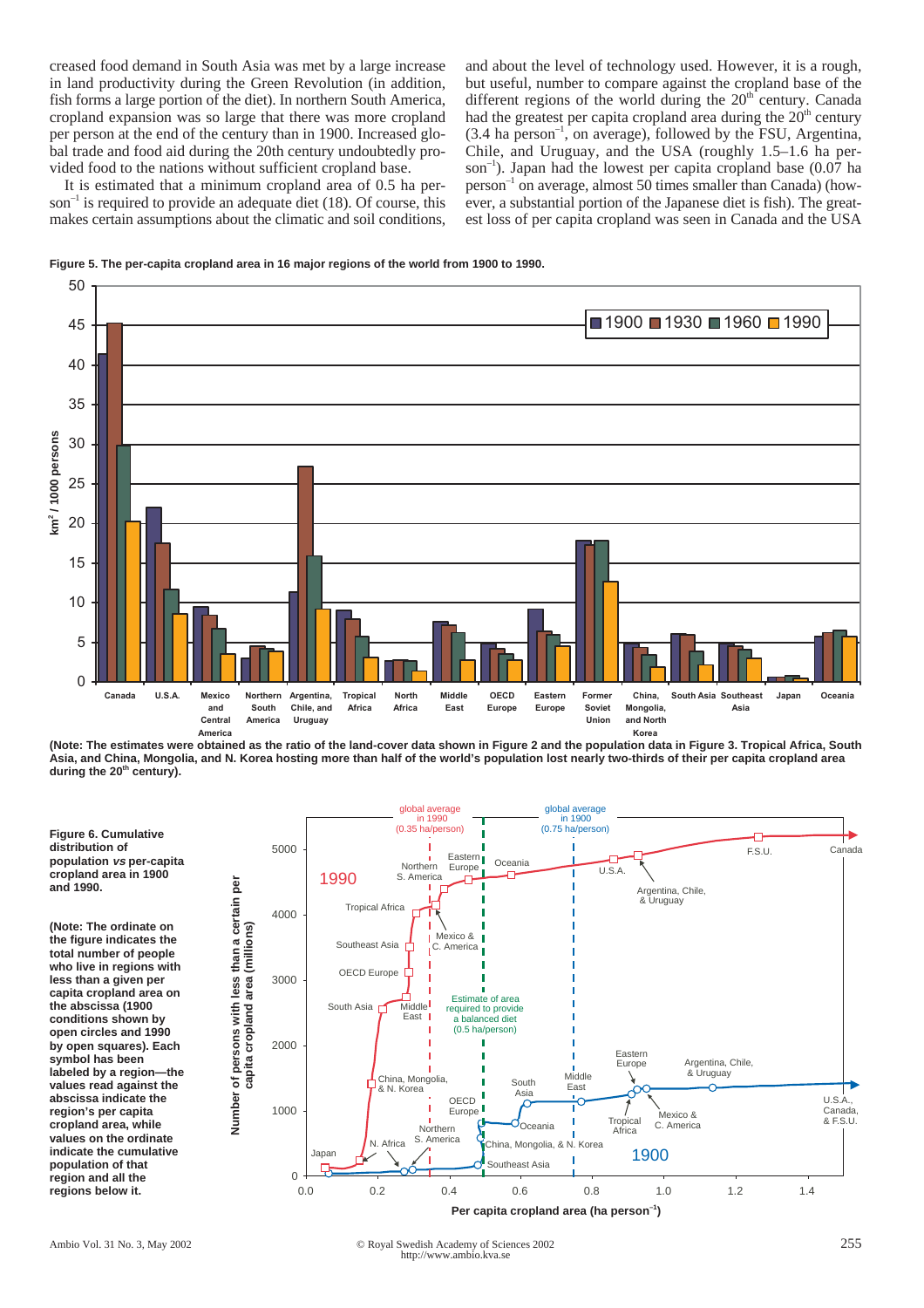creased food demand in South Asia was met by a large increase in land productivity during the Green Revolution (in addition, fish forms a large portion of the diet). In northern South America, cropland expansion was so large that there was more cropland per person at the end of the century than in 1900. Increased global trade and food aid during the 20th century undoubtedly provided food to the nations without sufficient cropland base.

It is estimated that a minimum cropland area of 0.5 ha person$^{-1}$ is required to provide an adequate diet (18). Of course, this makes certain assumptions about the climatic and soil conditions, and about the level of technology used. However, it is a rough, but useful, number to compare against the cropland base of the different regions of the world during the 20$^{th}$ century. Canada had the greatest per capita cropland area during the 20$^{th}$ century (3.4 ha person$^{-1}$, on average), followed by the FSU, Argentina, Chile, and Uruguay, and the USA (roughly 1.5–1.6 ha person$^{-1}$). Japan had the lowest per capita cropland base (0.07 ha person$^{-1}$ on average, almost 50 times smaller than Canada) (however, a substantial portion of the Japanese diet is fish). The greatest loss of per capita cropland was seen in Canada and the USA

**Figure 5. The per-capita cropland area in 16 major regions of the world from 1900 to 1990.**

**(Note: The estimates were obtained as the ratio of the land-cover data shown in Figure 2 and the population data in Figure 3. Tropical Africa, South Asia, and China, Mongolia, and N. Korea hosting more than half of the world's population lost nearly two-thirds of their per capita cropland area during the 20$^{th}$ century).**

**Figure 6. Cumulative distribution of population *vs* per-capita cropland area in 1900 and 1990.**

**(Note: The ordinate on the figure indicates the total number of people who live in regions with less than a given per capita cropland area on the abscissa (1900 conditions shown by open circles and 1990 by open squares). Each symbol has been labeled by a region—the values read against the abscissa indicate the region's per capita cropland area, while values on the ordinate indicate the cumulative population of that region and all the regions below it.**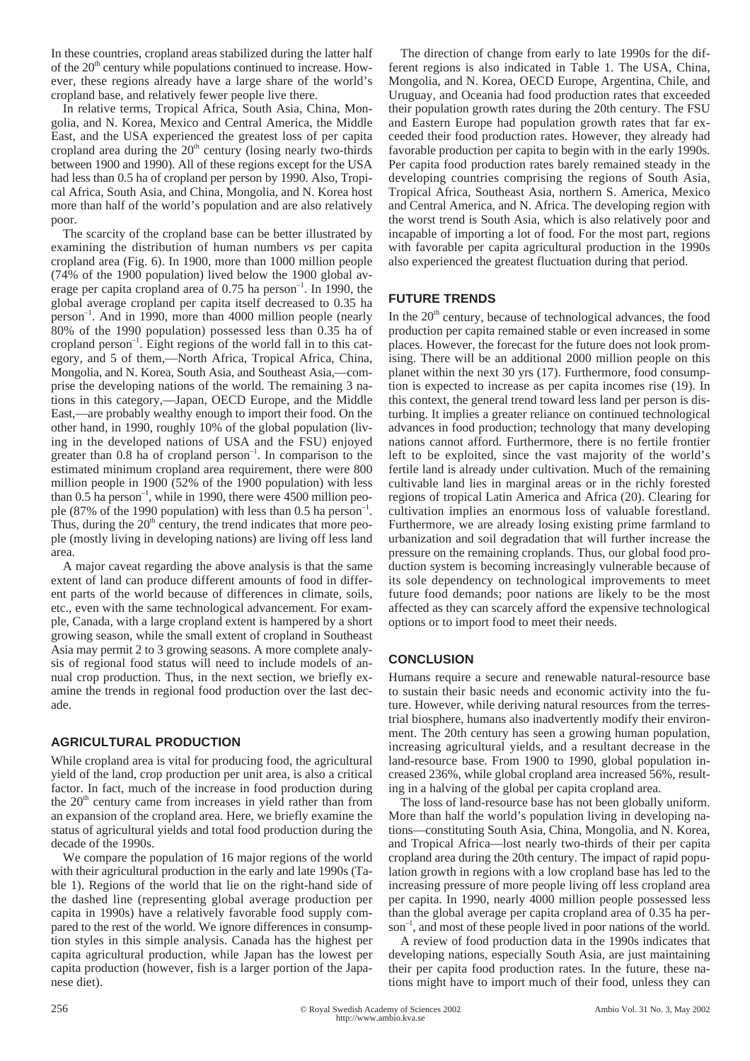In these countries, cropland areas stabilized during the latter half of the 20th century while populations continued to increase. However, these regions already have a large share of the world's cropland base, and relatively fewer people live there.

In relative terms, Tropical Africa, South Asia, China, Mongolia, and N. Korea, Mexico and Central America, the Middle East, and the USA experienced the greatest loss of per capita cropland area during the 20th century (losing nearly two-thirds between 1900 and 1990). All of these regions except for the USA had less than 0.5 ha of cropland per person by 1990. Also, Tropical Africa, South Asia, and China, Mongolia, and N. Korea host more than half of the world's population and are also relatively poor.

The scarcity of the cropland base can be better illustrated by examining the distribution of human numbers *vs* per capita cropland area (Fig. 6). In 1900, more than 1000 million people (74% of the 1900 population) lived below the 1900 global average per capita cropland area of 0.75 ha person$^{-1}$. In 1990, the global average cropland per capita itself decreased to 0.35 ha person$^{-1}$. And in 1990, more than 4000 million people (nearly 80% of the 1990 population) possessed less than 0.35 ha of cropland person$^{-1}$. Eight regions of the world fall in to this category, and 5 of them,—North Africa, Tropical Africa, China, Mongolia, and N. Korea, South Asia, and Southeast Asia,—comprise the developing nations of the world. The remaining 3 nations in this category,—Japan, OECD Europe, and the Middle East,—are probably wealthy enough to import their food. On the other hand, in 1990, roughly 10% of the global population (living in the developed nations of USA and the FSU) enjoyed greater than 0.8 ha of cropland person$^{-1}$. In comparison to the estimated minimum cropland area requirement, there were 800 million people in 1900 (52% of the 1900 population) with less than 0.5 ha person$^{-1}$, while in 1990, there were 4500 million people (87% of the 1990 population) with less than 0.5 ha person$^{-1}$. Thus, during the 20th century, the trend indicates that more people (mostly living in developing nations) are living off less land area.

A major caveat regarding the above analysis is that the same extent of land can produce different amounts of food in different parts of the world because of differences in climate, soils, etc., even with the same technological advancement. For example, Canada, with a large cropland extent is hampered by a short growing season, while the small extent of cropland in Southeast Asia may permit 2 to 3 growing seasons. A more complete analysis of regional food status will need to include models of annual crop production. Thus, in the next section, we briefly examine the trends in regional food production over the last decade.

## AGRICULTURAL PRODUCTION

While cropland area is vital for producing food, the agricultural yield of the land, crop production per unit area, is also a critical factor. In fact, much of the increase in food production during the 20th century came from increases in yield rather than from an expansion of the cropland area. Here, we briefly examine the status of agricultural yields and total food production during the decade of the 1990s.

We compare the population of 16 major regions of the world with their agricultural production in the early and late 1990s (Table 1). Regions of the world that lie on the right-hand side of the dashed line (representing global average production per capita in 1990s) have a relatively favorable food supply compared to the rest of the world. We ignore differences in consumption styles in this simple analysis. Canada has the highest per capita agricultural production, while Japan has the lowest per capita production (however, fish is a larger portion of the Japanese diet).

The direction of change from early to late 1990s for the different regions is also indicated in Table 1. The USA, China, Mongolia, and N. Korea, OECD Europe, Argentina, Chile, and Uruguay, and Oceania had food production rates that exceeded their population growth rates during the 20th century. The FSU and Eastern Europe had population growth rates that far exceeded their food production rates. However, they already had favorable production per capita to begin with in the early 1990s. Per capita food production rates barely remained steady in the developing countries comprising the regions of South Asia, Tropical Africa, Southeast Asia, northern S. America, Mexico and Central America, and N. Africa. The developing region with the worst trend is South Asia, which is also relatively poor and incapable of importing a lot of food. For the most part, regions with favorable per capita agricultural production in the 1990s also experienced the greatest fluctuation during that period.

## FUTURE TRENDS

In the 20th century, because of technological advances, the food production per capita remained stable or even increased in some places. However, the forecast for the future does not look promising. There will be an additional 2000 million people on this planet within the next 30 yrs (17). Furthermore, food consumption is expected to increase as per capita incomes rise (19). In this context, the general trend toward less land per person is disturbing. It implies a greater reliance on continued technological advances in food production; technology that many developing nations cannot afford. Furthermore, there is no fertile frontier left to be exploited, since the vast majority of the world's fertile land is already under cultivation. Much of the remaining cultivable land lies in marginal areas or in the richly forested regions of tropical Latin America and Africa (20). Clearing for cultivation implies an enormous loss of valuable forestland. Furthermore, we are already losing existing prime farmland to urbanization and soil degradation that will further increase the pressure on the remaining croplands. Thus, our global food production system is becoming increasingly vulnerable because of its sole dependency on technological improvements to meet future food demands; poor nations are likely to be the most affected as they can scarcely afford the expensive technological options or to import food to meet their needs.

## CONCLUSION

Humans require a secure and renewable natural-resource base to sustain their basic needs and economic activity into the future. However, while deriving natural resources from the terrestrial biosphere, humans also inadvertently modify their environment. The 20th century has seen a growing human population, increasing agricultural yields, and a resultant decrease in the land-resource base. From 1900 to 1990, global population increased 236%, while global cropland area increased 56%, resulting in a halving of the global per capita cropland area.

The loss of land-resource base has not been globally uniform. More than half the world's population living in developing nations—constituting South Asia, China, Mongolia, and N. Korea, and Tropical Africa—lost nearly two-thirds of their per capita cropland area during the 20th century. The impact of rapid population growth in regions with a low cropland base has led to the increasing pressure of more people living off less cropland area per capita. In 1990, nearly 4000 million people possessed less than the global average per capita cropland area of 0.35 ha person$^{-1}$, and most of these people lived in poor nations of the world.

A review of food production data in the 1990s indicates that developing nations, especially South Asia, are just maintaining their per capita food production rates. In the future, these nations might have to import much of their food, unless they can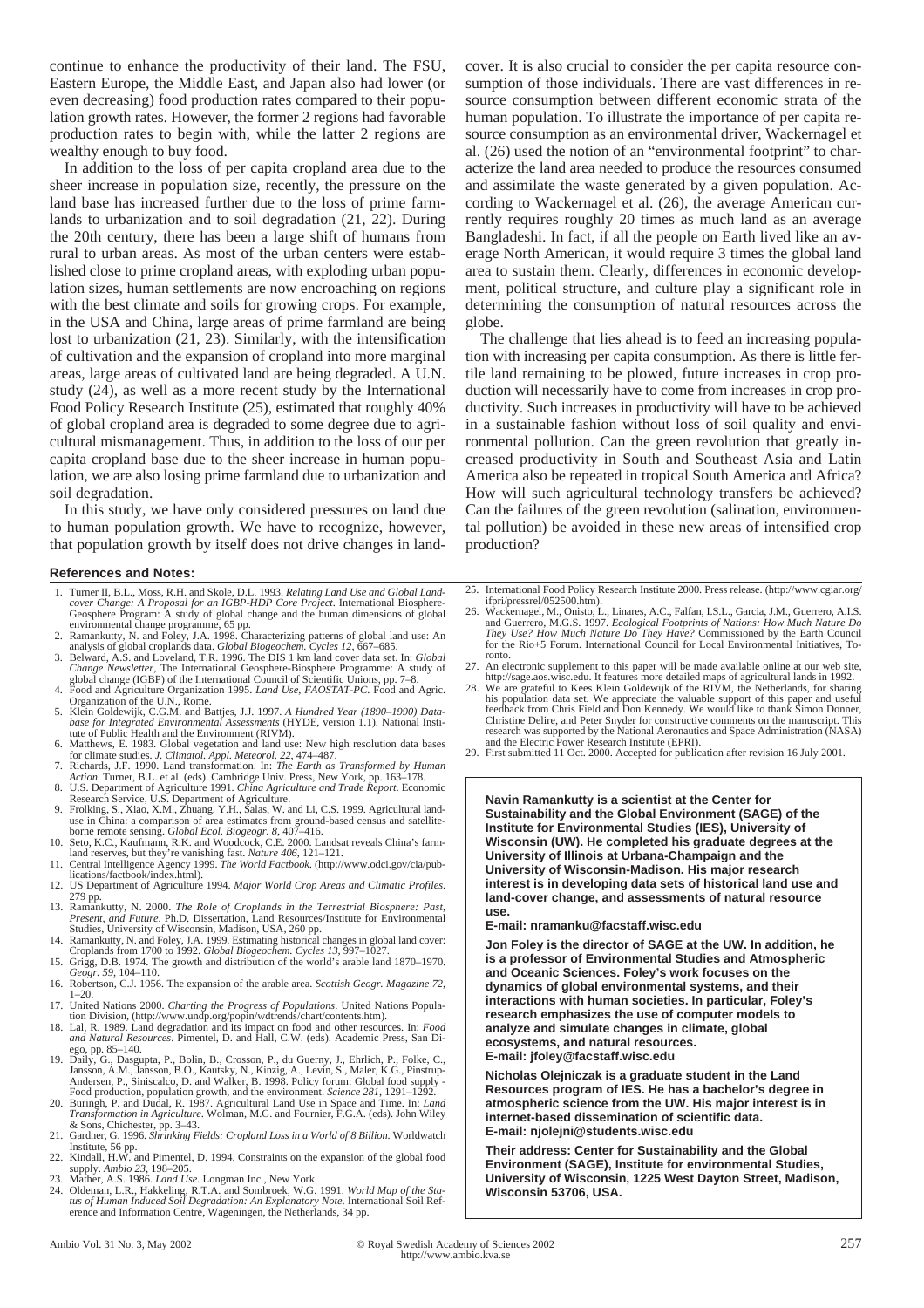continue to enhance the productivity of their land. The FSU, Eastern Europe, the Middle East, and Japan also had lower (or even decreasing) food production rates compared to their population growth rates. However, the former 2 regions had favorable production rates to begin with, while the latter 2 regions are wealthy enough to buy food.

In addition to the loss of per capita cropland area due to the sheer increase in population size, recently, the pressure on the land base has increased further due to the loss of prime farmlands to urbanization and to soil degradation (21, 22). During the 20th century, there has been a large shift of humans from rural to urban areas. As most of the urban centers were established close to prime cropland areas, with exploding urban population sizes, human settlements are now encroaching on regions with the best climate and soils for growing crops. For example, in the USA and China, large areas of prime farmland are being lost to urbanization (21, 23). Similarly, with the intensification of cultivation and the expansion of cropland into more marginal areas, large areas of cultivated land are being degraded. A U.N. study (24), as well as a more recent study by the International Food Policy Research Institute (25), estimated that roughly 40% of global cropland area is degraded to some degree due to agricultural mismanagement. Thus, in addition to the loss of our per capita cropland base due to the sheer increase in human population, we are also losing prime farmland due to urbanization and soil degradation.

In this study, we have only considered pressures on land due to human population growth. We have to recognize, however, that population growth by itself does not drive changes in land-cover. It is also crucial to consider the per capita resource consumption of those individuals. There are vast differences in resource consumption between different economic strata of the human population. To illustrate the importance of per capita resource consumption as an environmental driver, Wackernagel et al. (26) used the notion of an "environmental footprint" to characterize the land area needed to produce the resources consumed and assimilate the waste generated by a given population. According to Wackernagel et al. (26), the average American currently requires roughly 20 times as much land as an average Bangladeshi. In fact, if all the people on Earth lived like an average North American, it would require 3 times the global land area to sustain them. Clearly, differences in economic development, political structure, and culture play a significant role in determining the consumption of natural resources across the globe.

The challenge that lies ahead is to feed an increasing population with increasing per capita consumption. As there is little fertile land remaining to be plowed, future increases in crop production will necessarily have to come from increases in crop productivity. Such increases in productivity will have to be achieved in a sustainable fashion without loss of soil quality and environmental pollution. Can the green revolution that greatly increased productivity in South and Southeast Asia and Latin America also be repeated in tropical South America and Africa? How will such agricultural technology transfers be achieved? Can the failures of the green revolution (salination, environmental pollution) be avoided in these new areas of intensified crop production?

**References and Notes:**

1. Turner II, B.L., Moss, R.H. and Skole, D.L. 1993. *Relating Land Use and Global Land-cover Change: A Proposal for an IGBP-HDP Core Project*. International Biosphere-Geosphere Program: A study of global change and the human dimensions of global environmental change programme, 65 pp.
2. Ramankutty, N. and Foley, J.A. 1998. Characterizing patterns of global land use: An analysis of global croplands data. *Global Biogeochem. Cycles 12*, 667–685.
3. Belward, A.S. and Loveland, T.R. 1996. The DIS 1 km land cover data set. In: *Global Change Newsletter*, The International Geosphere-Biosphere Programme: A study of global change (IGBP) of the International Council of Scientific Unions, pp. 7–8.
4. Food and Agriculture Organization 1995. *Land Use, FAOSTAT-PC*. Food and Agric. Organization of the U.N., Rome.
5. Klein Goldewijk, C.G.M. and Battjes, J.J. 1997. *A Hundred Year (1890–1990) Database for Integrated Environmental Assessments* (HYDE, version 1.1). National Institute of Public Health and the Environment (RIVM).
6. Matthews, E. 1983. Global vegetation and land use: New high resolution data bases for climate studies. *J. Climatol. Appl. Meteorol. 22*, 474–487.
7. Richards, J.F. 1990. Land transformation. In: *The Earth as Transformed by Human Action*. Turner, B.L. et al. (eds). Cambridge Univ. Press, New York, pp. 163–178.
8. U.S. Department of Agriculture 1991. *China Agriculture and Trade Report*. Economic Research Service, U.S. Department of Agriculture.
9. Frolking, S., Xiao, X.M., Zhuang, Y.H., Salas, W. and Li, C.S. 1999. Agricultural land-use in China: a comparison of area estimates from ground-based census and satellite-borne remote sensing. *Global Ecol. Biogeogr. 8*, 407–416.
10. Seto, K.C., Kaufmann, R.K. and Woodcock, C.E. 2000. Landsat reveals China's farmland reserves, but they're vanishing fast. *Nature 406*, 121–121.
11. Central Intelligence Agency 1999. *The World Factbook*. (http://www.odci.gov/cia/publications/factbook/index.html).
12. US Department of Agriculture 1994. *Major World Crop Areas and Climatic Profiles*. 279 pp.
13. Ramankutty, N. 2000. *The Role of Croplands in the Terrestrial Biosphere: Past, Present, and Future*. Ph.D. Dissertation, Land Resources/Institute for Environmental Studies, University of Wisconsin, Madison, USA, 260 pp.
14. Ramankutty, N. and Foley, J.A. 1999. Estimating historical changes in global land cover: Croplands from 1700 to 1992. *Global Biogeochem. Cycles 13*, 997–1027.
15. Grigg, D.B. 1974. The growth and distribution of the world's arable land 1870–1970. *Geogr. 59*, 104–110.
16. Robertson, C.J. 1956. The expansion of the arable area. *Scottish Geogr. Magazine 72*, 1–20.
17. United Nations 2000. *Charting the Progress of Populations*. United Nations Population Division, (http://www.undp.org/popin/wdtrends/chart/contents.htm).
18. Lal, R. 1989. Land degradation and its impact on food and other resources. In: *Food and Natural Resources*. Pimentel, D. and Hall, C.W. (eds). Academic Press, San Diego, pp. 85–140.
19. Daily, G., Dasgupta, P., Bolin, B., Crosson, P., du Guerny, J., Ehrlich, P., Folke, C., Jansson, A.M., Jansson, B.O., Kautsky, N., Kinzig, A., Levin, S., Maler, K.G., Pinstrup-Andersen, P., Siniscalco, D. and Walker, B. 1998. Policy forum: Global food supply - Food production, population growth, and the environment. *Science 281*, 1291–1292.
20. Buringh, P. and Dudal, R. 1987. Agricultural Land Use in Space and Time. In: *Land Transformation in Agriculture*. Wolman, M.G. and Fournier, F.G.A. (eds). John Wiley & Sons, Chichester, pp. 3–43.
21. Gardner, G. 1996. *Shrinking Fields: Cropland Loss in a World of 8 Billion*. Worldwatch Institute, 56 pp.
22. Kindall, H.W. and Pimentel, D. 1994. Constraints on the expansion of the global food supply. *Ambio 23*, 198–205.
23. Mather, A.S. 1986. *Land Use*. Longman Inc., New York.
24. Oldeman, L.R., Hakkeling, R.T.A. and Sombroek, W.G. 1991. *World Map of the Status of Human Induced Soil Degradation: An Explanatory Note*. International Soil Reference and Information Centre, Wageningen, the Netherlands, 34 pp.
25. International Food Policy Research Institute 2000. Press release. (http://www.cgiar.org/ifpri/pressrel/052500.htm).
26. Wackernagel, M., Onisto, L., Linares, A.C., Falfan, I.S.L., Garcia, J.M., Guerrero, A.I.S. and Guerrero, M.G.S. 1997. *Ecological Footprints of Nations: How Much Nature Do They Use? How Much Nature Do They Have?* Commissioned by the Earth Council for the Rio+5 Forum. International Council for Local Environmental Initiatives, Toronto.
27. An electronic supplement to this paper will be made available online at our web site, http://sage.aos.wisc.edu. It features more detailed maps of agricultural lands in 1992.
28. We are grateful to Kees Klein Goldewijk of the RIVM, the Netherlands, for sharing his population data set. We appreciate the valuable support of this paper and useful feedback from Chris Field and Don Kennedy. We would like to thank Simon Donner, Christine Delire, and Peter Snyder for constructive comments on the manuscript. This research was supported by the National Aeronautics and Space Administration (NASA) and the Electric Power Research Institute (EPRI).
29. First submitted 11 Oct. 2000. Accepted for publication after revision 16 July 2001.

**Navin Ramankutty is a scientist at the Center for Sustainability and the Global Environment (SAGE) of the Institute for Environmental Studies (IES), University of Wisconsin (UW). He completed his graduate degrees at the University of Illinois at Urbana-Champaign and the University of Wisconsin-Madison. His major research interest is in developing data sets of historical land use and land-cover change, and assessments of natural resource use.**
**E-mail: nramanku@facstaff.wisc.edu**

**Jon Foley is the director of SAGE at the UW. In addition, he is a professor of Environmental Studies and Atmospheric and Oceanic Sciences. Foley's work focuses on the dynamics of global environmental systems, and their interactions with human societies. In particular, Foley's research emphasizes the use of computer models to analyze and simulate changes in climate, global ecosystems, and natural resources.**
**E-mail: jfoley@facstaff.wisc.edu**

**Nicholas Olejniczak is a graduate student in the Land Resources program of IES. He has a bachelor's degree in atmospheric science from the UW. His major interest is in internet-based dissemination of scientific data.**
**E-mail: njolejni@students.wisc.edu**

**Their address: Center for Sustainability and the Global Environment (SAGE), Institute for environmental Studies, University of Wisconsin, 1225 West Dayton Street, Madison, Wisconsin 53706, USA.**